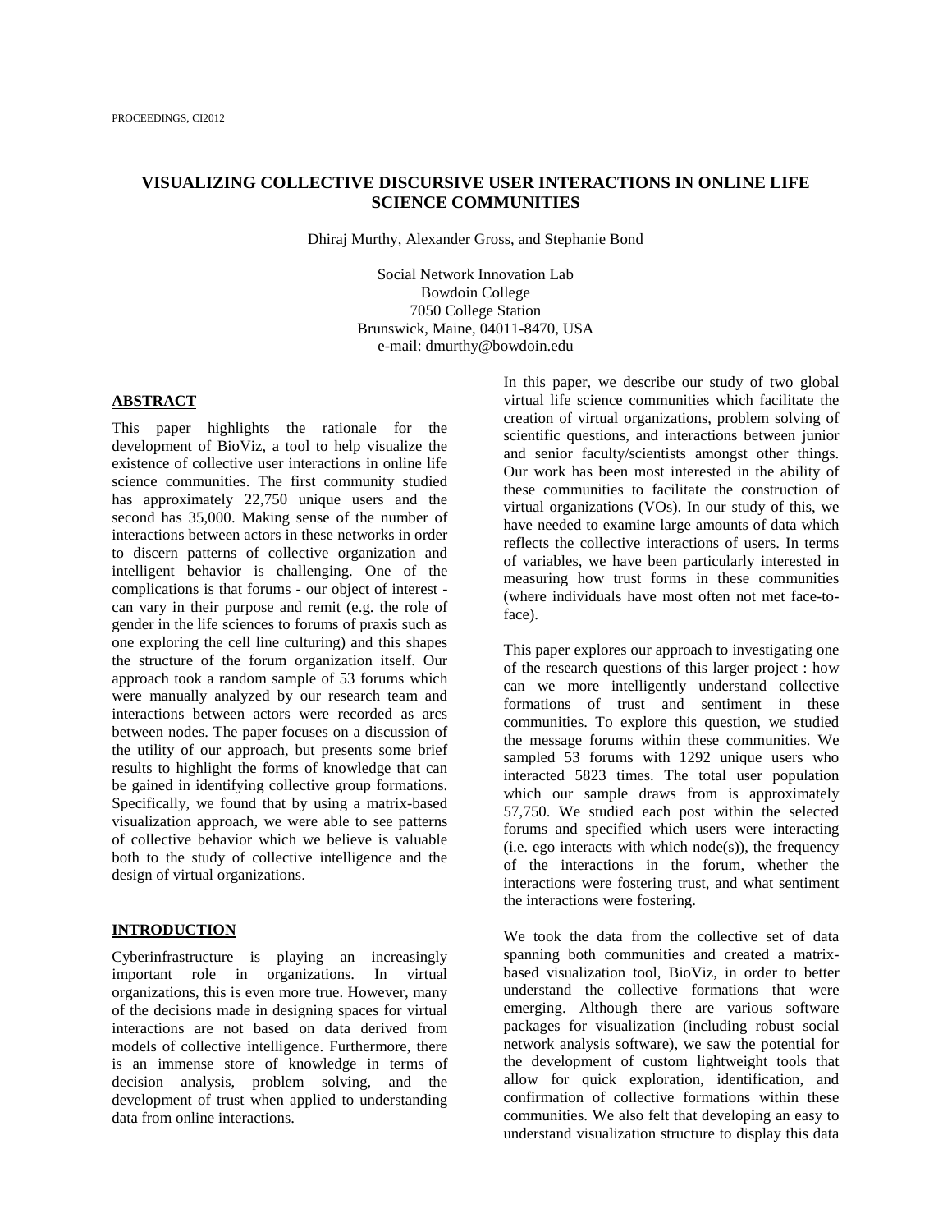# VISUALIZING COLLECTIVE DISCURSIVE USER INTERACTIONS IN ONLINE LIFE SCIENCE COMMUNITIES

Dhiraj Murthy, Alexander Gross, and Stephanie Bond

Social Network Innovation Lab
Bowdoin College
7050 College Station
Brunswick, Maine, 04011-8470, USA
e-mail: dmurthy@bowdoin.edu

## ABSTRACT

This paper highlights the rationale for the development of BioViz, a tool to help visualize the existence of collective user interactions in online life science communities. The first community studied has approximately 22,750 unique users and the second has 35,000. Making sense of the number of interactions between actors in these networks in order to discern patterns of collective organization and intelligent behavior is challenging. One of the complications is that forums - our object of interest - can vary in their purpose and remit (e.g. the role of gender in the life sciences to forums of praxis such as one exploring the cell line culturing) and this shapes the structure of the forum organization itself. Our approach took a random sample of 53 forums which were manually analyzed by our research team and interactions between actors were recorded as arcs between nodes. The paper focuses on a discussion of the utility of our approach, but presents some brief results to highlight the forms of knowledge that can be gained in identifying collective group formations. Specifically, we found that by using a matrix-based visualization approach, we were able to see patterns of collective behavior which we believe is valuable both to the study of collective intelligence and the design of virtual organizations.

## INTRODUCTION

Cyberinfrastructure is playing an increasingly important role in organizations. In virtual organizations, this is even more true. However, many of the decisions made in designing spaces for virtual interactions are not based on data derived from models of collective intelligence. Furthermore, there is an immense store of knowledge in terms of decision analysis, problem solving, and the development of trust when applied to understanding data from online interactions.

In this paper, we describe our study of two global virtual life science communities which facilitate the creation of virtual organizations, problem solving of scientific questions, and interactions between junior and senior faculty/scientists amongst other things. Our work has been most interested in the ability of these communities to facilitate the construction of virtual organizations (VOs). In our study of this, we have needed to examine large amounts of data which reflects the collective interactions of users. In terms of variables, we have been particularly interested in measuring how trust forms in these communities (where individuals have most often not met face-to-face).

This paper explores our approach to investigating one of the research questions of this larger project : how can we more intelligently understand collective formations of trust and sentiment in these communities. To explore this question, we studied the message forums within these communities. We sampled 53 forums with 1292 unique users who interacted 5823 times. The total user population which our sample draws from is approximately 57,750. We studied each post within the selected forums and specified which users were interacting (i.e. ego interacts with which node(s)), the frequency of the interactions in the forum, whether the interactions were fostering trust, and what sentiment the interactions were fostering.

We took the data from the collective set of data spanning both communities and created a matrix-based visualization tool, BioViz, in order to better understand the collective formations that were emerging. Although there are various software packages for visualization (including robust social network analysis software), we saw the potential for the development of custom lightweight tools that allow for quick exploration, identification, and confirmation of collective formations within these communities. We also felt that developing an easy to understand visualization structure to display this data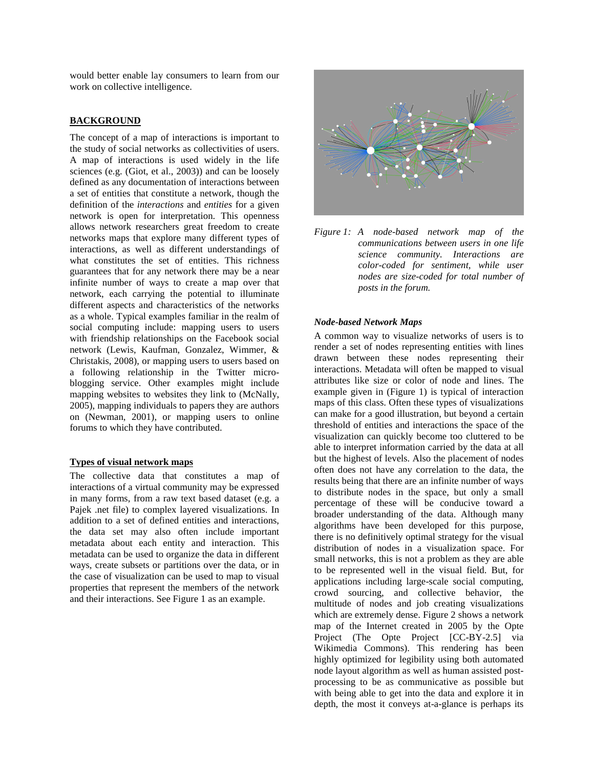would better enable lay consumers to learn from our work on collective intelligence.

## BACKGROUND

The concept of a map of interactions is important to the study of social networks as collectivities of users. A map of interactions is used widely in the life sciences (e.g. (Giot, et al., 2003)) and can be loosely defined as any documentation of interactions between a set of entities that constitute a network, though the definition of the *interactions* and *entities* for a given network is open for interpretation. This openness allows network researchers great freedom to create networks maps that explore many different types of interactions, as well as different understandings of what constitutes the set of entities. This richness guarantees that for any network there may be a near infinite number of ways to create a map over that network, each carrying the potential to illuminate different aspects and characteristics of the networks as a whole. Typical examples familiar in the realm of social computing include: mapping users to users with friendship relationships on the Facebook social network (Lewis, Kaufman, Gonzalez, Wimmer, & Christakis, 2008), or mapping users to users based on a following relationship in the Twitter micro-blogging service. Other examples might include mapping websites to websites they link to (McNally, 2005), mapping individuals to papers they are authors on (Newman, 2001), or mapping users to online forums to which they have contributed.

### Types of visual network maps

The collective data that constitutes a map of interactions of a virtual community may be expressed in many forms, from a raw text based dataset (e.g. a Pajek .net file) to complex layered visualizations. In addition to a set of defined entities and interactions, the data set may also often include important metadata about each entity and interaction. This metadata can be used to organize the data in different ways, create subsets or partitions over the data, or in the case of visualization can be used to map to visual properties that represent the members of the network and their interactions. See Figure 1 as an example.

*Figure 1: A node-based network map of the communications between users in one life science community. Interactions are color-coded for sentiment, while user nodes are size-coded for total number of posts in the forum.*

### *Node-based Network Maps*

A common way to visualize networks of users is to render a set of nodes representing entities with lines drawn between these nodes representing their interactions. Metadata will often be mapped to visual attributes like size or color of node and lines. The example given in (Figure 1) is typical of interaction maps of this class. Often these types of visualizations can make for a good illustration, but beyond a certain threshold of entities and interactions the space of the visualization can quickly become too cluttered to be able to interpret information carried by the data at all but the highest of levels. Also the placement of nodes often does not have any correlation to the data, the results being that there are an infinite number of ways to distribute nodes in the space, but only a small percentage of these will be conducive toward a broader understanding of the data. Although many algorithms have been developed for this purpose, there is no definitively optimal strategy for the visual distribution of nodes in a visualization space. For small networks, this is not a problem as they are able to be represented well in the visual field. But, for applications including large-scale social computing, crowd sourcing, and collective behavior, the multitude of nodes and job creating visualizations which are extremely dense. Figure 2 shows a network map of the Internet created in 2005 by the Opte Project (The Opte Project [CC-BY-2.5] via Wikimedia Commons). This rendering has been highly optimized for legibility using both automated node layout algorithm as well as human assisted post-processing to be as communicative as possible but with being able to get into the data and explore it in depth, the most it conveys at-a-glance is perhaps its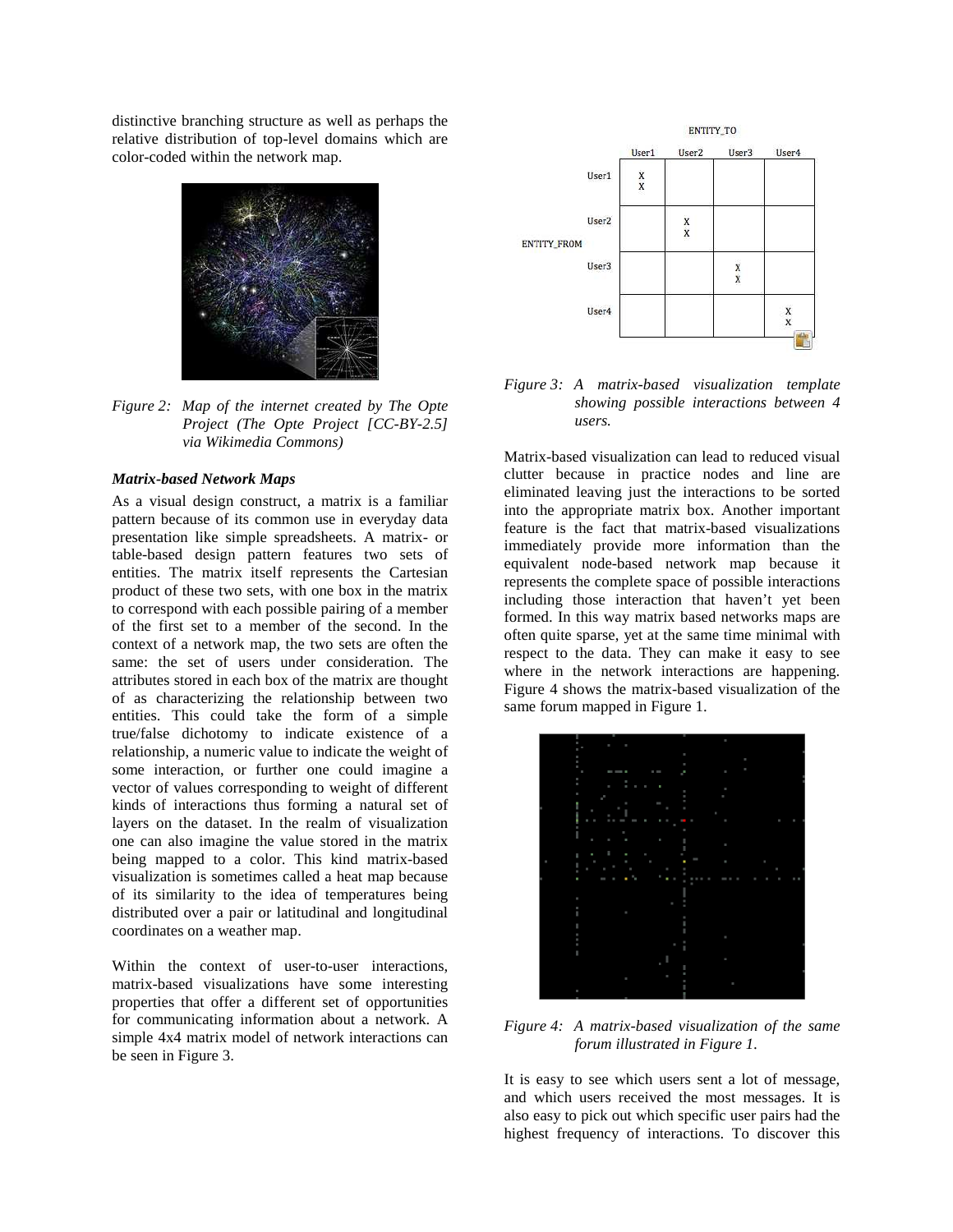distinctive branching structure as well as perhaps the relative distribution of top-level domains which are color-coded within the network map.

*Figure 2: Map of the internet created by The Opte Project (The Opte Project [CC-BY-2.5] via Wikimedia Commons)*

### *Matrix-based Network Maps*

As a visual design construct, a matrix is a familiar pattern because of its common use in everyday data presentation like simple spreadsheets. A matrix- or table-based design pattern features two sets of entities. The matrix itself represents the Cartesian product of these two sets, with one box in the matrix to correspond with each possible pairing of a member of the first set to a member of the second. In the context of a network map, the two sets are often the same: the set of users under consideration. The attributes stored in each box of the matrix are thought of as characterizing the relationship between two entities. This could take the form of a simple true/false dichotomy to indicate existence of a relationship, a numeric value to indicate the weight of some interaction, or further one could imagine a vector of values corresponding to weight of different kinds of interactions thus forming a natural set of layers on the dataset. In the realm of visualization one can also imagine the value stored in the matrix being mapped to a color. This kind matrix-based visualization is sometimes called a heat map because of its similarity to the idea of temperatures being distributed over a pair or latitudinal and longitudinal coordinates on a weather map.

Within the context of user-to-user interactions, matrix-based visualizations have some interesting properties that offer a different set of opportunities for communicating information about a network. A simple 4x4 matrix model of network interactions can be seen in Figure 3.

| | | ENTITY_TO | | | |
|---|---|---|---|---|---|
| | | User1 | User2 | User3 | User4 |
| ENTITY_FROM | User1 | X X | | | |
| | User2 | | X X | | |
| | User3 | | | X X | |
| | User4 | | | | X X |

*Figure 3: A matrix-based visualization template showing possible interactions between 4 users.*

Matrix-based visualization can lead to reduced visual clutter because in practice nodes and line are eliminated leaving just the interactions to be sorted into the appropriate matrix box. Another important feature is the fact that matrix-based visualizations immediately provide more information than the equivalent node-based network map because it represents the complete space of possible interactions including those interaction that haven't yet been formed. In this way matrix based networks maps are often quite sparse, yet at the same time minimal with respect to the data. They can make it easy to see where in the network interactions are happening. Figure 4 shows the matrix-based visualization of the same forum mapped in Figure 1.

*Figure 4: A matrix-based visualization of the same forum illustrated in Figure 1.*

It is easy to see which users sent a lot of message, and which users received the most messages. It is also easy to pick out which specific user pairs had the highest frequency of interactions. To discover this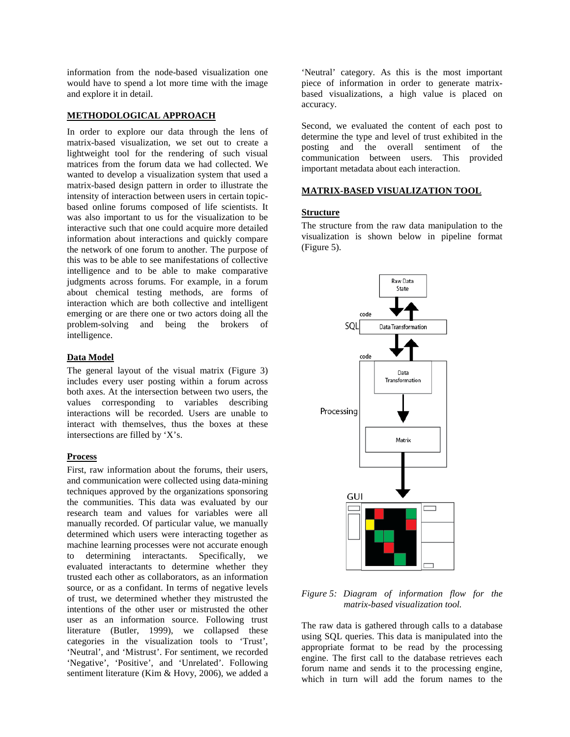information from the node-based visualization one would have to spend a lot more time with the image and explore it in detail.

## METHODOLOGICAL APPROACH

In order to explore our data through the lens of matrix-based visualization, we set out to create a lightweight tool for the rendering of such visual matrices from the forum data we had collected. We wanted to develop a visualization system that used a matrix-based design pattern in order to illustrate the intensity of interaction between users in certain topic-based online forums composed of life scientists. It was also important to us for the visualization to be interactive such that one could acquire more detailed information about interactions and quickly compare the network of one forum to another. The purpose of this was to be able to see manifestations of collective intelligence and to be able to make comparative judgments across forums. For example, in a forum about chemical testing methods, are forms of interaction which are both collective and intelligent emerging or are there one or two actors doing all the problem-solving and being the brokers of intelligence.

### Data Model

The general layout of the visual matrix (Figure 3) includes every user posting within a forum across both axes. At the intersection between two users, the values corresponding to variables describing interactions will be recorded. Users are unable to interact with themselves, thus the boxes at these intersections are filled by 'X's.

### Process

First, raw information about the forums, their users, and communication were collected using data-mining techniques approved by the organizations sponsoring the communities. This data was evaluated by our research team and values for variables were all manually recorded. Of particular value, we manually determined which users were interacting together as machine learning processes were not accurate enough to determining interactants. Specifically, we evaluated interactants to determine whether they trusted each other as collaborators, as an information source, or as a confidant. In terms of negative levels of trust, we determined whether they mistrusted the intentions of the other user or mistrusted the other user as an information source. Following trust literature (Butler, 1999), we collapsed these categories in the visualization tools to 'Trust', 'Neutral', and 'Mistrust'. For sentiment, we recorded 'Negative', 'Positive', and 'Unrelated'. Following sentiment literature (Kim & Hovy, 2006), we added a 'Neutral' category. As this is the most important piece of information in order to generate matrix-based visualizations, a high value is placed on accuracy.

Second, we evaluated the content of each post to determine the type and level of trust exhibited in the posting and the overall sentiment of the communication between users. This provided important metadata about each interaction.

## MATRIX-BASED VISUALIZATION TOOL

### Structure

The structure from the raw data manipulation to the visualization is shown below in pipeline format (Figure 5).

*Figure 5: Diagram of information flow for the matrix-based visualization tool.*

The raw data is gathered through calls to a database using SQL queries. This data is manipulated into the appropriate format to be read by the processing engine. The first call to the database retrieves each forum name and sends it to the processing engine, which in turn will add the forum names to the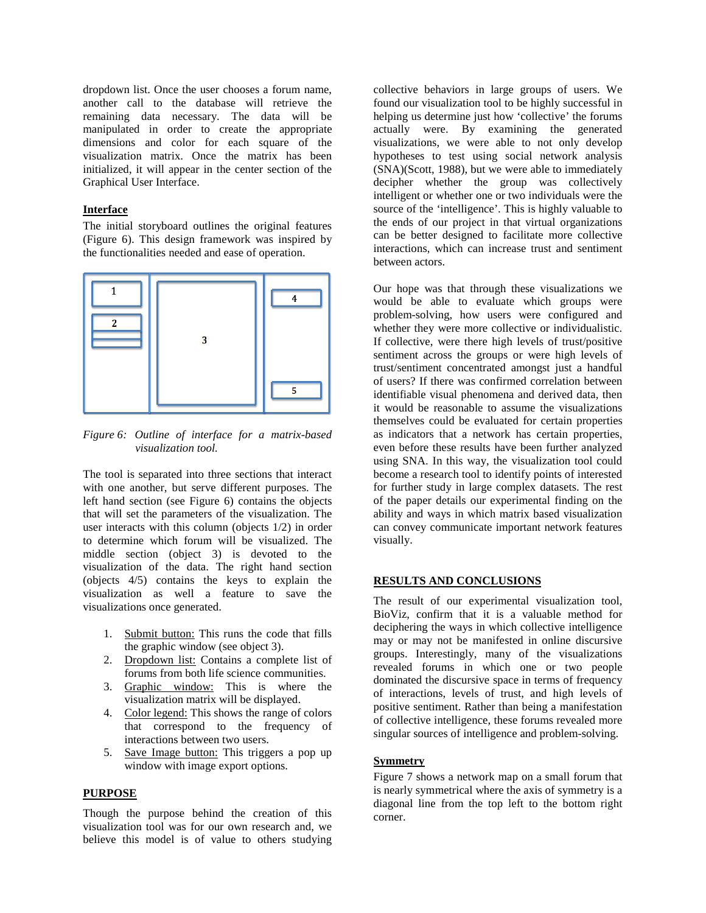dropdown list. Once the user chooses a forum name, another call to the database will retrieve the remaining data necessary. The data will be manipulated in order to create the appropriate dimensions and color for each square of the visualization matrix. Once the matrix has been initialized, it will appear in the center section of the Graphical User Interface.

### Interface

The initial storyboard outlines the original features (Figure 6). This design framework was inspired by the functionalities needed and ease of operation.

*Figure 6: Outline of interface for a matrix-based visualization tool.*

The tool is separated into three sections that interact with one another, but serve different purposes. The left hand section (see Figure 6) contains the objects that will set the parameters of the visualization. The user interacts with this column (objects 1/2) in order to determine which forum will be visualized. The middle section (object 3) is devoted to the visualization of the data. The right hand section (objects 4/5) contains the keys to explain the visualization as well a feature to save the visualizations once generated.

1. Submit button: This runs the code that fills the graphic window (see object 3).
2. Dropdown list: Contains a complete list of forums from both life science communities.
3. Graphic window: This is where the visualization matrix will be displayed.
4. Color legend: This shows the range of colors that correspond to the frequency of interactions between two users.
5. Save Image button: This triggers a pop up window with image export options.

## PURPOSE

Though the purpose behind the creation of this visualization tool was for our own research and, we believe this model is of value to others studying collective behaviors in large groups of users. We found our visualization tool to be highly successful in helping us determine just how 'collective' the forums actually were. By examining the generated visualizations, we were able to not only develop hypotheses to test using social network analysis (SNA)(Scott, 1988), but we were able to immediately decipher whether the group was collectively intelligent or whether one or two individuals were the source of the 'intelligence'. This is highly valuable to the ends of our project in that virtual organizations can be better designed to facilitate more collective interactions, which can increase trust and sentiment between actors.

Our hope was that through these visualizations we would be able to evaluate which groups were problem-solving, how users were configured and whether they were more collective or individualistic. If collective, were there high levels of trust/positive sentiment across the groups or were high levels of trust/sentiment concentrated amongst just a handful of users? If there was confirmed correlation between identifiable visual phenomena and derived data, then it would be reasonable to assume the visualizations themselves could be evaluated for certain properties as indicators that a network has certain properties, even before these results have been further analyzed using SNA. In this way, the visualization tool could become a research tool to identify points of interested for further study in large complex datasets. The rest of the paper details our experimental finding on the ability and ways in which matrix based visualization can convey communicate important network features visually.

## RESULTS AND CONCLUSIONS

The result of our experimental visualization tool, BioViz, confirm that it is a valuable method for deciphering the ways in which collective intelligence may or may not be manifested in online discursive groups. Interestingly, many of the visualizations revealed forums in which one or two people dominated the discursive space in terms of frequency of interactions, levels of trust, and high levels of positive sentiment. Rather than being a manifestation of collective intelligence, these forums revealed more singular sources of intelligence and problem-solving.

### Symmetry

Figure 7 shows a network map on a small forum that is nearly symmetrical where the axis of symmetry is a diagonal line from the top left to the bottom right corner.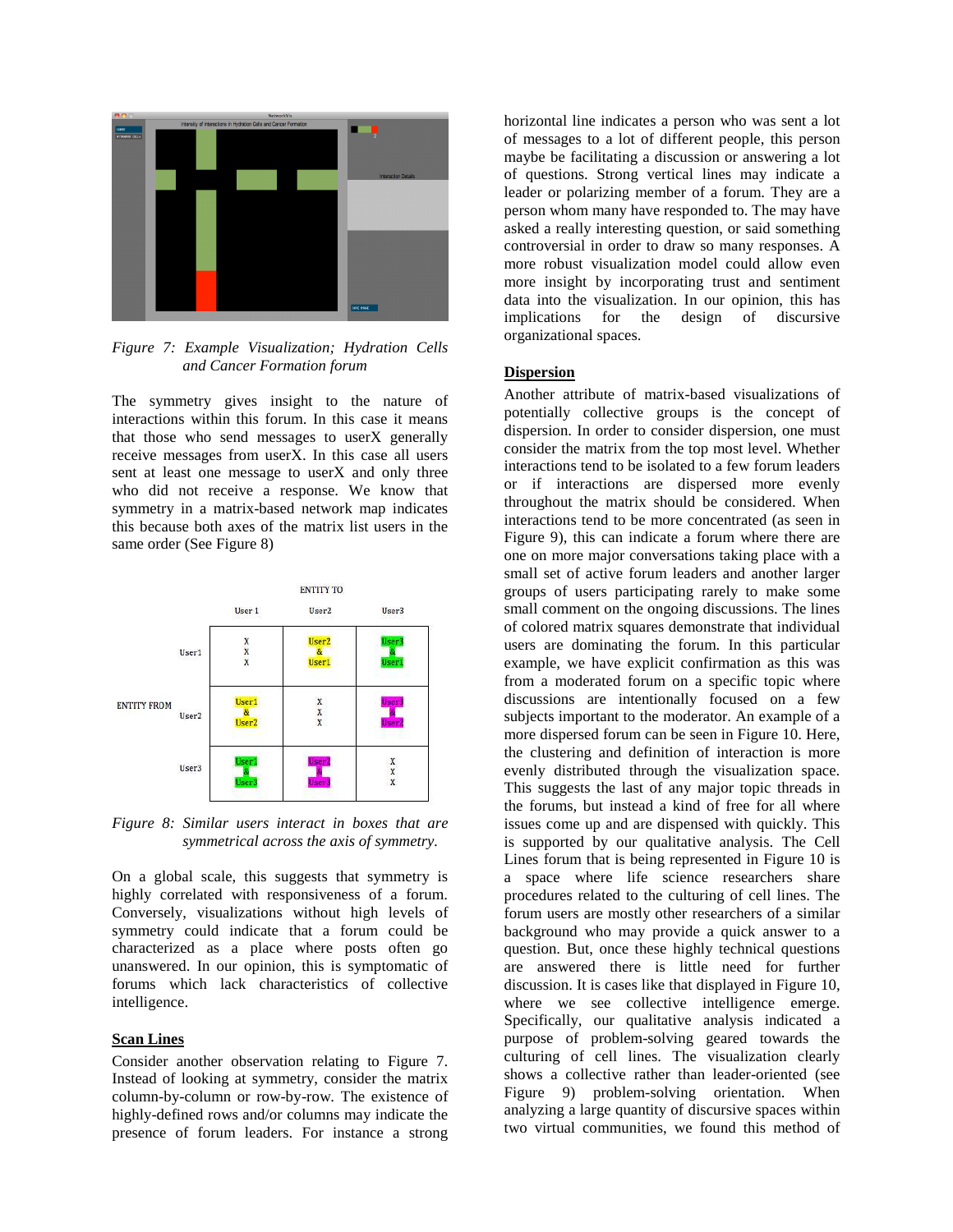*Figure 7: Example Visualization; Hydration Cells and Cancer Formation forum*

The symmetry gives insight to the nature of interactions within this forum. In this case it means that those who send messages to userX generally receive messages from userX. In this case all users sent at least one message to userX and only three who did not receive a response. We know that symmetry in a matrix-based network map indicates this because both axes of the matrix list users in the same order (See Figure 8)

| | | ENTITY TO | | |
|---|---|---|---|---|
| | | User 1 | User2 | User3 |
| ENTITY FROM | User1 | X X X | User2 & User1 | User3 & User1 |
| | User2 | User1 & User2 | X X X | User3 & User2 |
| | User3 | User1 & User3 | User2 & User3 | X X X |

*Figure 8: Similar users interact in boxes that are symmetrical across the axis of symmetry.*

On a global scale, this suggests that symmetry is highly correlated with responsiveness of a forum. Conversely, visualizations without high levels of symmetry could indicate that a forum could be characterized as a place where posts often go unanswered. In our opinion, this is symptomatic of forums which lack characteristics of collective intelligence.

## Scan Lines

Consider another observation relating to Figure 7. Instead of looking at symmetry, consider the matrix column-by-column or row-by-row. The existence of highly-defined rows and/or columns may indicate the presence of forum leaders. For instance a strong horizontal line indicates a person who was sent a lot of messages to a lot of different people, this person maybe be facilitating a discussion or answering a lot of questions. Strong vertical lines may indicate a leader or polarizing member of a forum. They are a person whom many have responded to. The may have asked a really interesting question, or said something controversial in order to draw so many responses. A more robust visualization model could allow even more insight by incorporating trust and sentiment data into the visualization. In our opinion, this has implications for the design of discursive organizational spaces.

## Dispersion

Another attribute of matrix-based visualizations of potentially collective groups is the concept of dispersion. In order to consider dispersion, one must consider the matrix from the top most level. Whether interactions tend to be isolated to a few forum leaders or if interactions are dispersed more evenly throughout the matrix should be considered. When interactions tend to be more concentrated (as seen in Figure 9), this can indicate a forum where there are one on more major conversations taking place with a small set of active forum leaders and another larger groups of users participating rarely to make some small comment on the ongoing discussions. The lines of colored matrix squares demonstrate that individual users are dominating the forum. In this particular example, we have explicit confirmation as this was from a moderated forum on a specific topic where discussions are intentionally focused on a few subjects important to the moderator. An example of a more dispersed forum can be seen in Figure 10. Here, the clustering and definition of interaction is more evenly distributed through the visualization space. This suggests the last of any major topic threads in the forums, but instead a kind of free for all where issues come up and are dispensed with quickly. This is supported by our qualitative analysis. The Cell Lines forum that is being represented in Figure 10 is a space where life science researchers share procedures related to the culturing of cell lines. The forum users are mostly other researchers of a similar background who may provide a quick answer to a question. But, once these highly technical questions are answered there is little need for further discussion. It is cases like that displayed in Figure 10, where we see collective intelligence emerge. Specifically, our qualitative analysis indicated a purpose of problem-solving geared towards the culturing of cell lines. The visualization clearly shows a collective rather than leader-oriented (see Figure 9) problem-solving orientation. When analyzing a large quantity of discursive spaces within two virtual communities, we found this method of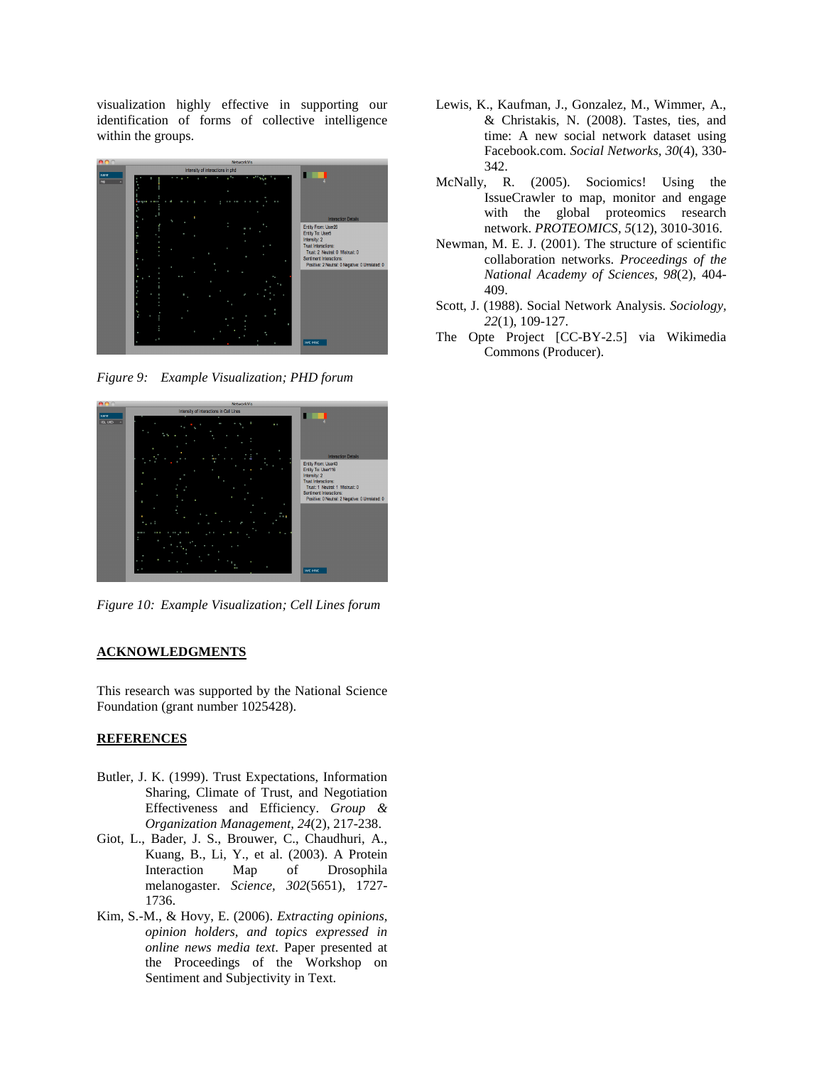visualization highly effective in supporting our identification of forms of collective intelligence within the groups.

*Figure 9: Example Visualization; PHD forum*

*Figure 10: Example Visualization; Cell Lines forum*

## ACKNOWLEDGMENTS

This research was supported by the National Science Foundation (grant number 1025428).

## REFERENCES

Butler, J. K. (1999). Trust Expectations, Information Sharing, Climate of Trust, and Negotiation Effectiveness and Efficiency. *Group & Organization Management, 24*(2), 217-238.

Giot, L., Bader, J. S., Brouwer, C., Chaudhuri, A., Kuang, B., Li, Y., et al. (2003). A Protein Interaction Map of Drosophila melanogaster. *Science, 302*(5651), 1727-1736.

Kim, S.-M., & Hovy, E. (2006). *Extracting opinions, opinion holders, and topics expressed in online news media text*. Paper presented at the Proceedings of the Workshop on Sentiment and Subjectivity in Text.

Lewis, K., Kaufman, J., Gonzalez, M., Wimmer, A., & Christakis, N. (2008). Tastes, ties, and time: A new social network dataset using Facebook.com. *Social Networks, 30*(4), 330-342.

McNally, R. (2005). Sociomics! Using the IssueCrawler to map, monitor and engage with the global proteomics research network. *PROTEOMICS, 5*(12), 3010-3016.

Newman, M. E. J. (2001). The structure of scientific collaboration networks. *Proceedings of the National Academy of Sciences, 98*(2), 404-409.

Scott, J. (1988). Social Network Analysis. *Sociology, 22*(1), 109-127.

The Opte Project [CC-BY-2.5] via Wikimedia Commons (Producer).